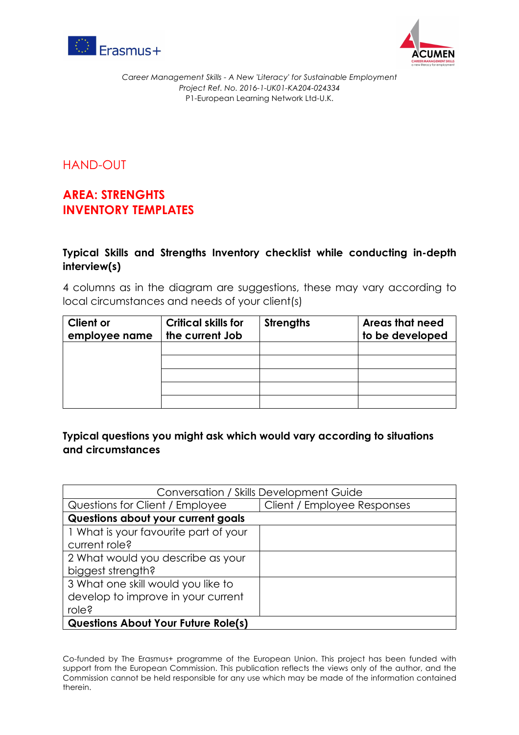*Career Management Skills - A New 'Literacy' for Sustainable Employment*
*Project Ref. No. 2016-1-UK01-KA204-024334*
P1-European Learning Network Ltd-U.K.

## HAND-OUT

## AREA: STRENGHTS INVENTORY TEMPLATES

### Typical Skills and Strengths Inventory checklist while conducting in-depth interview(s)

4 columns as in the diagram are suggestions, these may vary according to local circumstances and needs of your client(s)

| Client or employee name | Critical skills for the current Job | Strengths | Areas that need to be developed |
|---|---|---|---|
| | | | |
| | | | |
| | | | |
| | | | |
| | | | |

### Typical questions you might ask which would vary according to situations and circumstances

| Conversation / Skills Development Guide | |
|---|---|
| Questions for Client / Employee | Client / Employee Responses |
| **Questions about your current goals** | |
| 1 What is your favourite part of your current role? | |
| 2 What would you describe as your biggest strength? | |
| 3 What one skill would you like to develop to improve in your current role? | |
| **Questions About Your Future Role(s)** | |

Co-funded by The Erasmus+ programme of the European Union. This project has been funded with support from the European Commission. This publication reflects the views only of the author, and the Commission cannot be held responsible for any use which may be made of the information contained therein.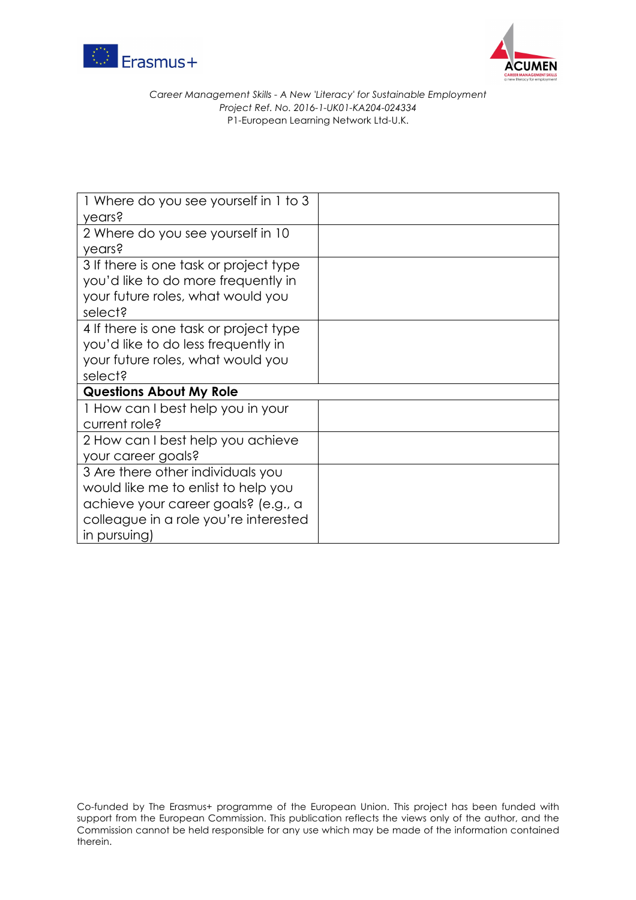| | |
|---|---|
| 1 Where do you see yourself in 1 to 3 years? | |
| 2 Where do you see yourself in 10 years? | |
| 3 If there is one task or project type you'd like to do more frequently in your future roles, what would you select? | |
| 4 If there is one task or project type you'd like to do less frequently in your future roles, what would you select? | |
| **Questions About My Role** | |
| 1 How can I best help you in your current role? | |
| 2 How can I best help you achieve your career goals? | |
| 3 Are there other individuals you would like me to enlist to help you achieve your career goals? (e.g., a colleague in a role you're interested in pursuing) | |